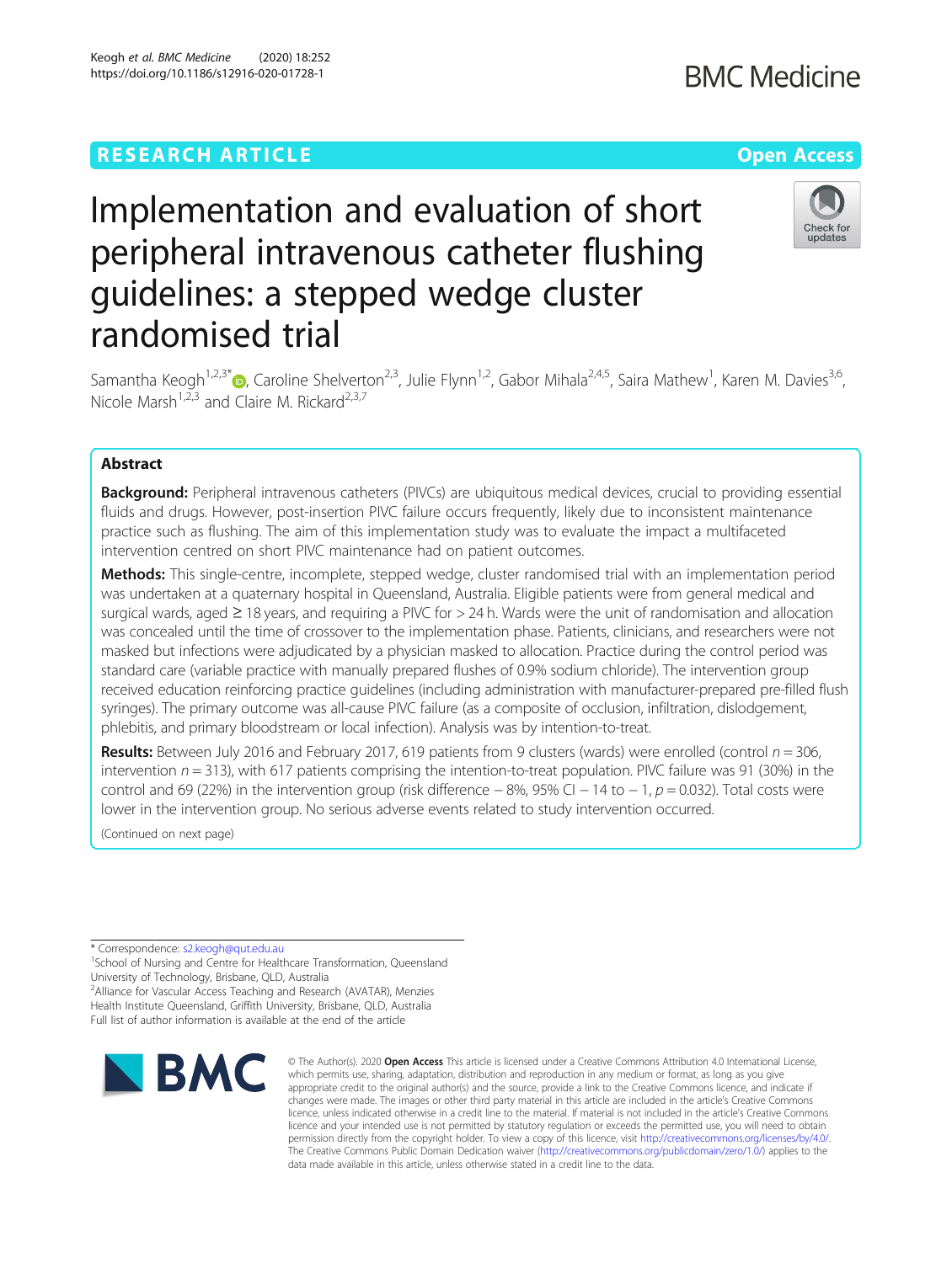RESEARCH ARTICLE

Open Access

# Implementation and evaluation of short peripheral intravenous catheter flushing guidelines: a stepped wedge cluster randomised trial

Samantha Keogh[1,2,3*], Caroline Shelverton[2,3], Julie Flynn[1,2], Gabor Mihala[2,4,5], Saira Mathew[1], Karen M. Davies[3,6], Nicole Marsh[1,2,3] and Claire M. Rickard[2,3,7]

## Abstract

**Background:** Peripheral intravenous catheters (PIVCs) are ubiquitous medical devices, crucial to providing essential fluids and drugs. However, post-insertion PIVC failure occurs frequently, likely due to inconsistent maintenance practice such as flushing. The aim of this implementation study was to evaluate the impact a multifaceted intervention centred on short PIVC maintenance had on patient outcomes.

**Methods:** This single-centre, incomplete, stepped wedge, cluster randomised trial with an implementation period was undertaken at a quaternary hospital in Queensland, Australia. Eligible patients were from general medical and surgical wards, aged ≥ 18 years, and requiring a PIVC for > 24 h. Wards were the unit of randomisation and allocation was concealed until the time of crossover to the implementation phase. Patients, clinicians, and researchers were not masked but infections were adjudicated by a physician masked to allocation. Practice during the control period was standard care (variable practice with manually prepared flushes of 0.9% sodium chloride). The intervention group received education reinforcing practice guidelines (including administration with manufacturer-prepared pre-filled flush syringes). The primary outcome was all-cause PIVC failure (as a composite of occlusion, infiltration, dislodgement, phlebitis, and primary bloodstream or local infection). Analysis was by intention-to-treat.

**Results:** Between July 2016 and February 2017, 619 patients from 9 clusters (wards) were enrolled (control $n = 306$, intervention $n = 313$), with 617 patients comprising the intention-to-treat population. PIVC failure was 91 (30%) in the control and 69 (22%) in the intervention group (risk difference − 8%, 95% CI − 14 to − 1, $p = 0.032$). Total costs were lower in the intervention group. No serious adverse events related to study intervention occurred.

(Continued on next page)

\* Correspondence: s2.keogh@qut.edu.au
[1]School of Nursing and Centre for Healthcare Transformation, Queensland University of Technology, Brisbane, QLD, Australia
[2]Alliance for Vascular Access Teaching and Research (AVATAR), Menzies Health Institute Queensland, Griffith University, Brisbane, QLD, Australia
Full list of author information is available at the end of the article

© The Author(s). 2020 **Open Access** This article is licensed under a Creative Commons Attribution 4.0 International License, which permits use, sharing, adaptation, distribution and reproduction in any medium or format, as long as you give appropriate credit to the original author(s) and the source, provide a link to the Creative Commons licence, and indicate if changes were made. The images or other third party material in this article are included in the article's Creative Commons licence, unless indicated otherwise in a credit line to the material. If material is not included in the article's Creative Commons licence and your intended use is not permitted by statutory regulation or exceeds the permitted use, you will need to obtain permission directly from the copyright holder. To view a copy of this licence, visit http://creativecommons.org/licenses/by/4.0/. The Creative Commons Public Domain Dedication waiver (http://creativecommons.org/publicdomain/zero/1.0/) applies to the data made available in this article, unless otherwise stated in a credit line to the data.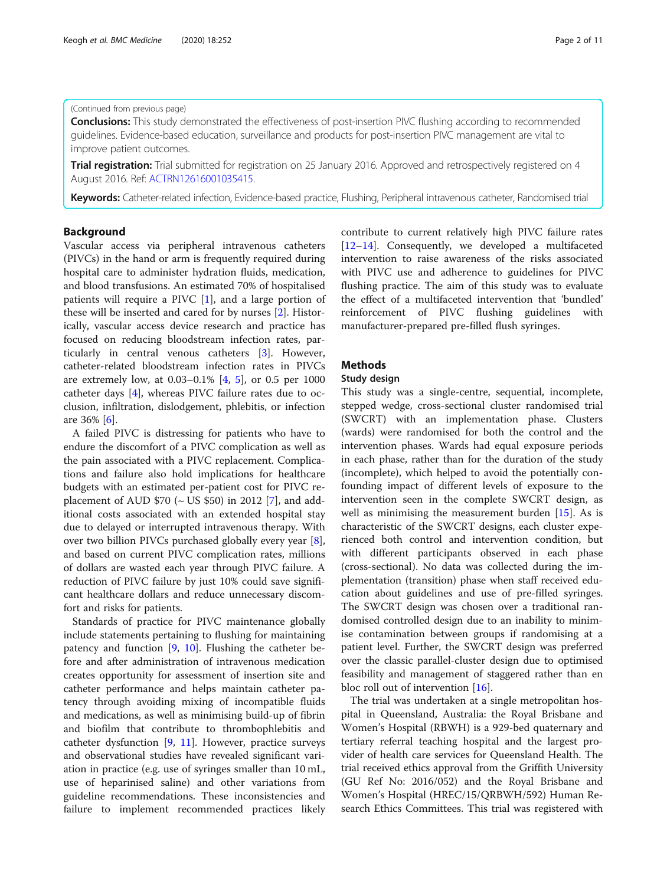(Continued from previous page)

**Conclusions:** This study demonstrated the effectiveness of post-insertion PIVC flushing according to recommended guidelines. Evidence-based education, surveillance and products for post-insertion PIVC management are vital to improve patient outcomes.

**Trial registration:** Trial submitted for registration on 25 January 2016. Approved and retrospectively registered on 4 August 2016. Ref: ACTRN12616001035415.

**Keywords:** Catheter-related infection, Evidence-based practice, Flushing, Peripheral intravenous catheter, Randomised trial

## Background

Vascular access via peripheral intravenous catheters (PIVCs) in the hand or arm is frequently required during hospital care to administer hydration fluids, medication, and blood transfusions. An estimated 70% of hospitalised patients will require a PIVC [1], and a large portion of these will be inserted and cared for by nurses [2]. Historically, vascular access device research and practice has focused on reducing bloodstream infection rates, particularly in central venous catheters [3]. However, catheter-related bloodstream infection rates in PIVCs are extremely low, at 0.03–0.1% [4, 5], or 0.5 per 1000 catheter days [4], whereas PIVC failure rates due to occlusion, infiltration, dislodgement, phlebitis, or infection are 36% [6].

A failed PIVC is distressing for patients who have to endure the discomfort of a PIVC complication as well as the pain associated with a PIVC replacement. Complications and failure also hold implications for healthcare budgets with an estimated per-patient cost for PIVC replacement of AUD $70 (~ US $50) in 2012 [7], and additional costs associated with an extended hospital stay due to delayed or interrupted intravenous therapy. With over two billion PIVCs purchased globally every year [8], and based on current PIVC complication rates, millions of dollars are wasted each year through PIVC failure. A reduction of PIVC failure by just 10% could save significant healthcare dollars and reduce unnecessary discomfort and risks for patients.

Standards of practice for PIVC maintenance globally include statements pertaining to flushing for maintaining patency and function [9, 10]. Flushing the catheter before and after administration of intravenous medication creates opportunity for assessment of insertion site and catheter performance and helps maintain catheter patency through avoiding mixing of incompatible fluids and medications, as well as minimising build-up of fibrin and biofilm that contribute to thrombophlebitis and catheter dysfunction [9, 11]. However, practice surveys and observational studies have revealed significant variation in practice (e.g. use of syringes smaller than 10 mL, use of heparinised saline) and other variations from guideline recommendations. These inconsistencies and failure to implement recommended practices likely contribute to current relatively high PIVC failure rates [12–14]. Consequently, we developed a multifaceted intervention to raise awareness of the risks associated with PIVC use and adherence to guidelines for PIVC flushing practice. The aim of this study was to evaluate the effect of a multifaceted intervention that 'bundled' reinforcement of PIVC flushing guidelines with manufacturer-prepared pre-filled flush syringes.

## Methods

### Study design

This study was a single-centre, sequential, incomplete, stepped wedge, cross-sectional cluster randomised trial (SWCRT) with an implementation phase. Clusters (wards) were randomised for both the control and the intervention phases. Wards had equal exposure periods in each phase, rather than for the duration of the study (incomplete), which helped to avoid the potentially confounding impact of different levels of exposure to the intervention seen in the complete SWCRT design, as well as minimising the measurement burden [15]. As is characteristic of the SWCRT designs, each cluster experienced both control and intervention condition, but with different participants observed in each phase (cross-sectional). No data was collected during the implementation (transition) phase when staff received education about guidelines and use of pre-filled syringes. The SWCRT design was chosen over a traditional randomised controlled design due to an inability to minimise contamination between groups if randomising at a patient level. Further, the SWCRT design was preferred over the classic parallel-cluster design due to optimised feasibility and management of staggered rather than en bloc roll out of intervention [16].

The trial was undertaken at a single metropolitan hospital in Queensland, Australia: the Royal Brisbane and Women's Hospital (RBWH) is a 929-bed quaternary and tertiary referral teaching hospital and the largest provider of health care services for Queensland Health. The trial received ethics approval from the Griffith University (GU Ref No: 2016/052) and the Royal Brisbane and Women's Hospital (HREC/15/QRBWH/592) Human Research Ethics Committees. This trial was registered with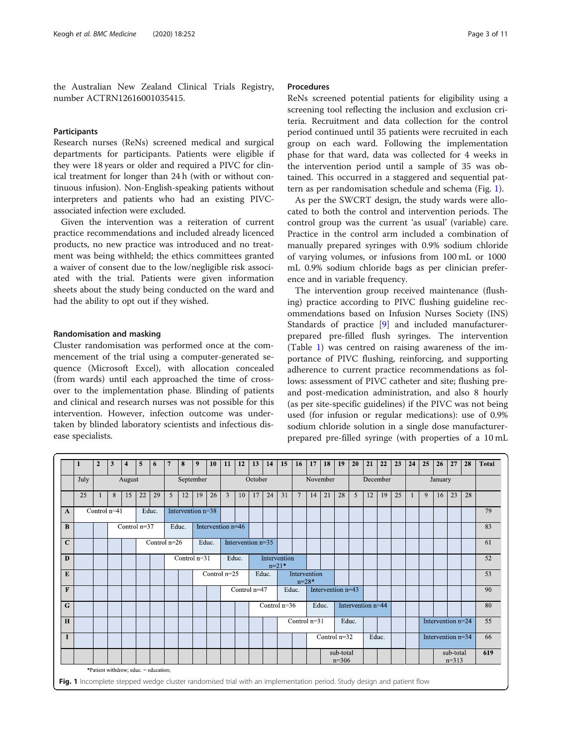the Australian New Zealand Clinical Trials Registry, number ACTRN12616001035415.

### Participants

Research nurses (ReNs) screened medical and surgical departments for participants. Patients were eligible if they were 18 years or older and required a PIVC for clinical treatment for longer than 24 h (with or without continuous infusion). Non-English-speaking patients without interpreters and patients who had an existing PIVC-associated infection were excluded.

Given the intervention was a reiteration of current practice recommendations and included already licenced products, no new practice was introduced and no treatment was being withheld; the ethics committees granted a waiver of consent due to the low/negligible risk associated with the trial. Patients were given information sheets about the study being conducted on the ward and had the ability to opt out if they wished.

### Randomisation and masking

Cluster randomisation was performed once at the commencement of the trial using a computer-generated sequence (Microsoft Excel), with allocation concealed (from wards) until each approached the time of crossover to the implementation phase. Blinding of patients and clinical and research nurses was not possible for this intervention. However, infection outcome was undertaken by blinded laboratory scientists and infectious disease specialists.

### Procedures

ReNs screened potential patients for eligibility using a screening tool reflecting the inclusion and exclusion criteria. Recruitment and data collection for the control period continued until 35 patients were recruited in each group on each ward. Following the implementation phase for that ward, data was collected for 4 weeks in the intervention period until a sample of 35 was obtained. This occurred in a staggered and sequential pattern as per randomisation schedule and schema (Fig. 1).

As per the SWCRT design, the study wards were allocated to both the control and intervention periods. The control group was the current 'as usual' (variable) care. Practice in the control arm included a combination of manually prepared syringes with 0.9% sodium chloride of varying volumes, or infusions from 100 mL or 1000 mL 0.9% sodium chloride bags as per clinician preference and in variable frequency.

The intervention group received maintenance (flushing) practice according to PIVC flushing guideline recommendations based on Infusion Nurses Society (INS) Standards of practice [9] and included manufacturer-prepared pre-filled flush syringes. The intervention (Table 1) was centred on raising awareness of the importance of PIVC flushing, reinforcing, and supporting adherence to current practice recommendations as follows: assessment of PIVC catheter and site; flushing pre- and post-medication administration, and also 8 hourly (as per site-specific guidelines) if the PIVC was not being used (for infusion or regular medications): use of 0.9% sodium chloride solution in a single dose manufacturer-prepared pre-filled syringe (with properties of a 10 mL

| | 1 | 2 | 3 | 4 | 5 | 6 | 7 | 8 | 9 | 10 | 11 | 12 | 13 | 14 | 15 | 16 | 17 | 18 | 19 | 20 | 21 | 22 | 23 | 24 | 25 | 26 | 27 | 28 | Total |
|---|---|---|---|---|---|---|---|---|---|---|---|---|---|---|---|---|---|---|---|---|---|---|---|---|---|---|---|---|---|
| | July | August | | | | | September | | | | October | | | | | November | | | | December | | | | January | | | | | |
| | 25 | 1 | 8 | 15 | 22 | 29 | 5 | 12 | 19 | 26 | 3 | 10 | 17 | 24 | 31 | 7 | 14 | 21 | 28 | 5 | 12 | 19 | 25 | 1 | 9 | 16 | 23 | 28 | |
| **A** | Control n=41 | | | | Educ. | | Intervention n=38 | | | | | | | | | | | | | | | | | | | | | | 79 |
| **B** | | | Control n=37 | | | | Educ. | | Intervention n=46 | | | | | | | | | | | | | | | | | | | | 83 |
| **C** | | | | | Control n=26 | | | | Educ. | | Intervention n=35 | | | | | | | | | | | | | | | | | | 61 |
| **D** | | | | | | | Control n=31 | | | | Educ. | | Intervention n=21* | | | | | | | | | | | | | | | | 52 |
| **E** | | | | | | | | | Control n=25 | | | | Educ. | | Intervention n=28* | | | | | | | | | | | | | | 53 |
| **F** | | | | | | | | | | | Control n=47 | | | | Educ. | | Intervention n=43 | | | | | | | | | | | | 90 |
| **G** | | | | | | | | | | | | | Control n=36 | | | | Educ. | | Intervention n=44 | | | | | | | | | | 80 |
| **H** | | | | | | | | | | | | | | | Control n=31 | | | | Educ. | | | | | | Intervention n=24 | | | | 55 |
| **I** | | | | | | | | | | | | | | | | | Control n=32 | | | | Educ. | | | | Intervention n=34 | | | | 66 |
| | | | | | | | | | | | | | | | | | | sub-total n=306 | | | | | | | | sub-total n=313 | | | 619 |

*Patient withdrew; educ. = education;

**Fig. 1** Incomplete stepped wedge cluster randomised trial with an implementation period. Study design and patient flow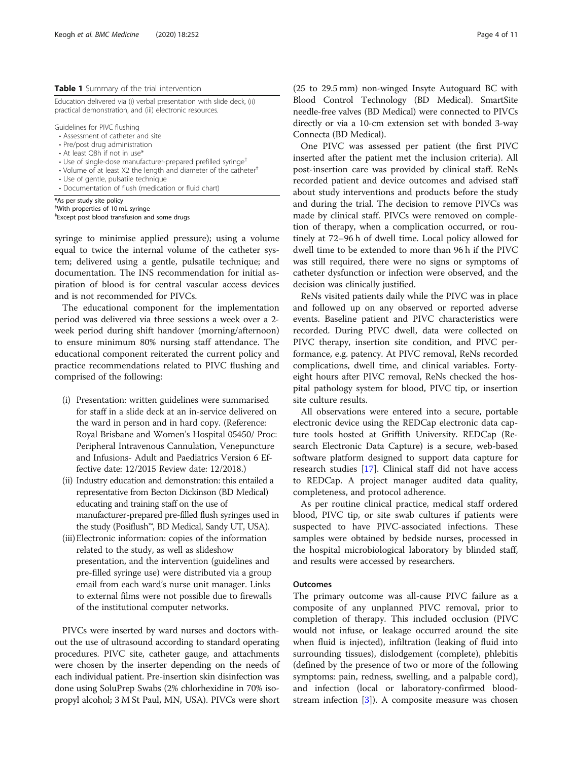**Table 1** Summary of the trial intervention

| |
|---|
| Education delivered via (i) verbal presentation with slide deck, (ii) practical demonstration, and (iii) electronic resources. |
| Guidelines for PIVC flushing<br>• Assessment of catheter and site<br>• Pre/post drug administration<br>• At least Q8h if not in use*<br>• Use of single-dose manufacturer-prepared prefilled syringe[†]<br>• Volume of at least X2 the length and diameter of the catheter[‡]<br>• Use of gentle, pulsatile technique<br>• Documentation of flush (medication or fluid chart) |

*As per study site policy
[†]With properties of 10 mL syringe
[‡]Except post blood transfusion and some drugs

syringe to minimise applied pressure); using a volume equal to twice the internal volume of the catheter system; delivered using a gentle, pulsatile technique; and documentation. The INS recommendation for initial aspiration of blood is for central vascular access devices and is not recommended for PIVCs.

The educational component for the implementation period was delivered via three sessions a week over a 2-week period during shift handover (morning/afternoon) to ensure minimum 80% nursing staff attendance. The educational component reiterated the current policy and practice recommendations related to PIVC flushing and comprised of the following:

(i) Presentation: written guidelines were summarised for staff in a slide deck at an in-service delivered on the ward in person and in hard copy. (Reference: Royal Brisbane and Women's Hospital 05450/ Proc: Peripheral Intravenous Cannulation, Venepuncture and Infusions- Adult and Paediatrics Version 6 Effective date: 12/2015 Review date: 12/2018.)
(ii) Industry education and demonstration: this entailed a representative from Becton Dickinson (BD Medical) educating and training staff on the use of manufacturer-prepared pre-filled flush syringes used in the study (Posiflush™, BD Medical, Sandy UT, USA).
(iii) Electronic information: copies of the information related to the study, as well as slideshow presentation, and the intervention (guidelines and pre-filled syringe use) were distributed via a group email from each ward's nurse unit manager. Links to external films were not possible due to firewalls of the institutional computer networks.

PIVCs were inserted by ward nurses and doctors without the use of ultrasound according to standard operating procedures. PIVC site, catheter gauge, and attachments were chosen by the inserter depending on the needs of each individual patient. Pre-insertion skin disinfection was done using SoluPrep Swabs (2% chlorhexidine in 70% isopropyl alcohol; 3 M St Paul, MN, USA). PIVCs were short (25 to 29.5 mm) non-winged Insyte Autoguard BC with Blood Control Technology (BD Medical). SmartSite needle-free valves (BD Medical) were connected to PIVCs directly or via a 10-cm extension set with bonded 3-way Connecta (BD Medical).

One PIVC was assessed per patient (the first PIVC inserted after the patient met the inclusion criteria). All post-insertion care was provided by clinical staff. ReNs recorded patient and device outcomes and advised staff about study interventions and products before the study and during the trial. The decision to remove PIVCs was made by clinical staff. PIVCs were removed on completion of therapy, when a complication occurred, or routinely at 72–96 h of dwell time. Local policy allowed for dwell time to be extended to more than 96 h if the PIVC was still required, there were no signs or symptoms of catheter dysfunction or infection were observed, and the decision was clinically justified.

ReNs visited patients daily while the PIVC was in place and followed up on any observed or reported adverse events. Baseline patient and PIVC characteristics were recorded. During PIVC dwell, data were collected on PIVC therapy, insertion site condition, and PIVC performance, e.g. patency. At PIVC removal, ReNs recorded complications, dwell time, and clinical variables. Forty-eight hours after PIVC removal, ReNs checked the hospital pathology system for blood, PIVC tip, or insertion site culture results.

All observations were entered into a secure, portable electronic device using the REDCap electronic data capture tools hosted at Griffith University. REDCap (Research Electronic Data Capture) is a secure, web-based software platform designed to support data capture for research studies [17]. Clinical staff did not have access to REDCap. A project manager audited data quality, completeness, and protocol adherence.

As per routine clinical practice, medical staff ordered blood, PIVC tip, or site swab cultures if patients were suspected to have PIVC-associated infections. These samples were obtained by bedside nurses, processed in the hospital microbiological laboratory by blinded staff, and results were accessed by researchers.

## Outcomes

The primary outcome was all-cause PIVC failure as a composite of any unplanned PIVC removal, prior to completion of therapy. This included occlusion (PIVC would not infuse, or leakage occurred around the site when fluid is injected), infiltration (leaking of fluid into surrounding tissues), dislodgement (complete), phlebitis (defined by the presence of two or more of the following symptoms: pain, redness, swelling, and a palpable cord), and infection (local or laboratory-confirmed bloodstream infection [3]). A composite measure was chosen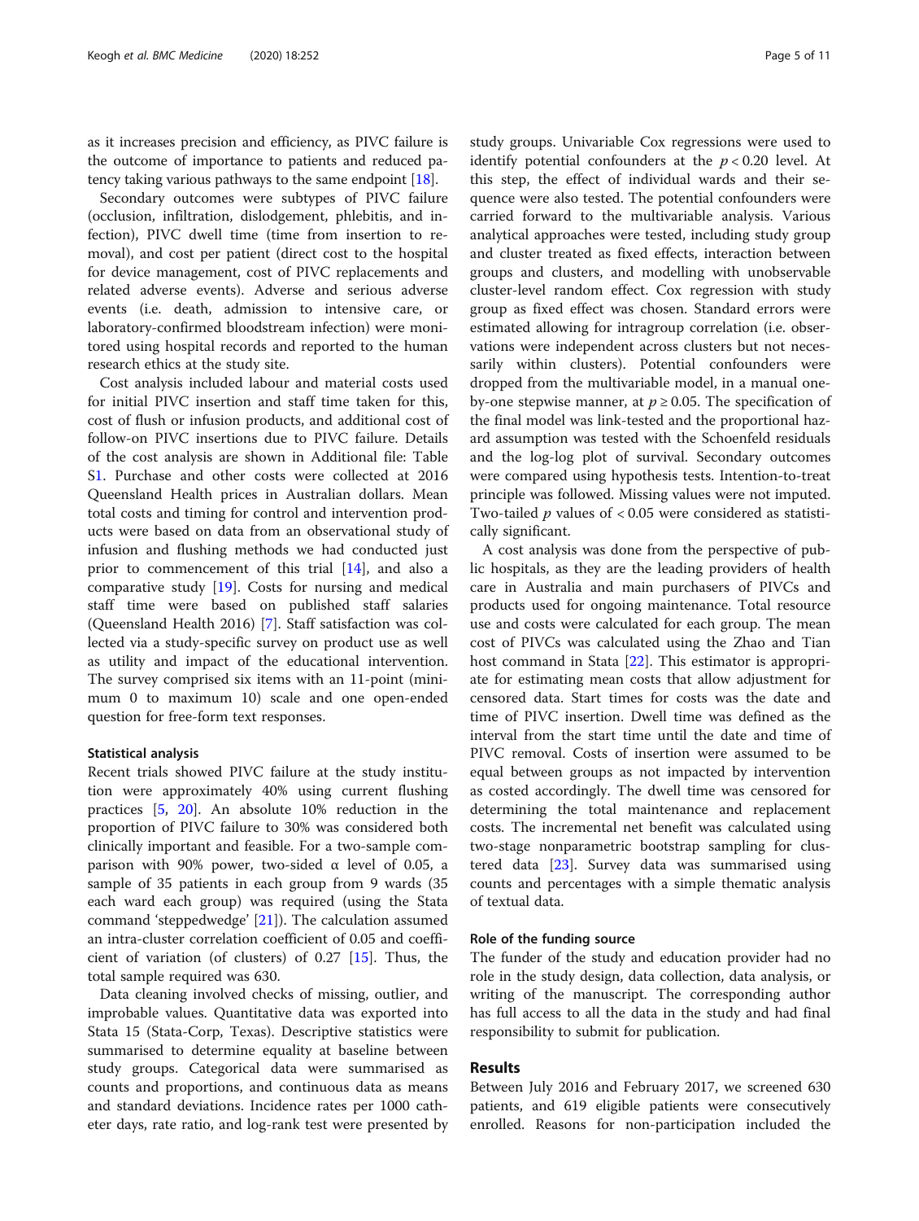as it increases precision and efficiency, as PIVC failure is the outcome of importance to patients and reduced patency taking various pathways to the same endpoint [18].

Secondary outcomes were subtypes of PIVC failure (occlusion, infiltration, dislodgement, phlebitis, and infection), PIVC dwell time (time from insertion to removal), and cost per patient (direct cost to the hospital for device management, cost of PIVC replacements and related adverse events). Adverse and serious adverse events (i.e. death, admission to intensive care, or laboratory-confirmed bloodstream infection) were monitored using hospital records and reported to the human research ethics at the study site.

Cost analysis included labour and material costs used for initial PIVC insertion and staff time taken for this, cost of flush or infusion products, and additional cost of follow-on PIVC insertions due to PIVC failure. Details of the cost analysis are shown in Additional file: Table S1. Purchase and other costs were collected at 2016 Queensland Health prices in Australian dollars. Mean total costs and timing for control and intervention products were based on data from an observational study of infusion and flushing methods we had conducted just prior to commencement of this trial [14], and also a comparative study [19]. Costs for nursing and medical staff time were based on published staff salaries (Queensland Health 2016) [7]. Staff satisfaction was collected via a study-specific survey on product use as well as utility and impact of the educational intervention. The survey comprised six items with an 11-point (minimum 0 to maximum 10) scale and one open-ended question for free-form text responses.

### Statistical analysis

Recent trials showed PIVC failure at the study institution were approximately 40% using current flushing practices [5, 20]. An absolute 10% reduction in the proportion of PIVC failure to 30% was considered both clinically important and feasible. For a two-sample comparison with 90% power, two-sided α level of 0.05, a sample of 35 patients in each group from 9 wards (35 each ward each group) was required (using the Stata command 'steppedwedge' [21]). The calculation assumed an intra-cluster correlation coefficient of 0.05 and coefficient of variation (of clusters) of 0.27 [15]. Thus, the total sample required was 630.

Data cleaning involved checks of missing, outlier, and improbable values. Quantitative data was exported into Stata 15 (Stata-Corp, Texas). Descriptive statistics were summarised to determine equality at baseline between study groups. Categorical data were summarised as counts and proportions, and continuous data as means and standard deviations. Incidence rates per 1000 catheter days, rate ratio, and log-rank test were presented by study groups. Univariable Cox regressions were used to identify potential confounders at the $p < 0.20$ level. At this step, the effect of individual wards and their sequence were also tested. The potential confounders were carried forward to the multivariable analysis. Various analytical approaches were tested, including study group and cluster treated as fixed effects, interaction between groups and clusters, and modelling with unobservable cluster-level random effect. Cox regression with study group as fixed effect was chosen. Standard errors were estimated allowing for intragroup correlation (i.e. observations were independent across clusters but not necessarily within clusters). Potential confounders were dropped from the multivariable model, in a manual one-by-one stepwise manner, at $p \geq 0.05$. The specification of the final model was link-tested and the proportional hazard assumption was tested with the Schoenfeld residuals and the log-log plot of survival. Secondary outcomes were compared using hypothesis tests. Intention-to-treat principle was followed. Missing values were not imputed. Two-tailed $p$ values of $< 0.05$ were considered as statistically significant.

A cost analysis was done from the perspective of public hospitals, as they are the leading providers of health care in Australia and main purchasers of PIVCs and products used for ongoing maintenance. Total resource use and costs were calculated for each group. The mean cost of PIVCs was calculated using the Zhao and Tian host command in Stata [22]. This estimator is appropriate for estimating mean costs that allow adjustment for censored data. Start times for costs was the date and time of PIVC insertion. Dwell time was defined as the interval from the start time until the date and time of PIVC removal. Costs of insertion were assumed to be equal between groups as not impacted by intervention as costed accordingly. The dwell time was censored for determining the total maintenance and replacement costs. The incremental net benefit was calculated using two-stage nonparametric bootstrap sampling for clustered data [23]. Survey data was summarised using counts and percentages with a simple thematic analysis of textual data.

### Role of the funding source

The funder of the study and education provider had no role in the study design, data collection, data analysis, or writing of the manuscript. The corresponding author has full access to all the data in the study and had final responsibility to submit for publication.

## Results

Between July 2016 and February 2017, we screened 630 patients, and 619 eligible patients were consecutively enrolled. Reasons for non-participation included the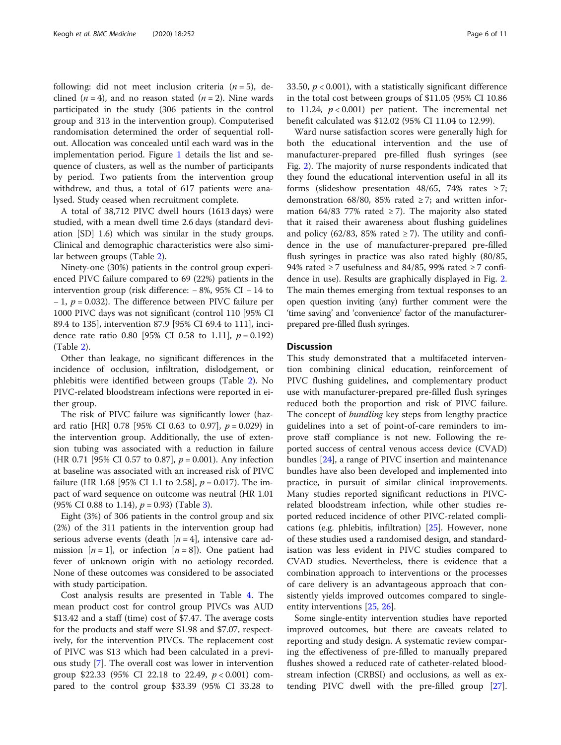following: did not meet inclusion criteria ($n = 5$), declined ($n = 4$), and no reason stated ($n = 2$). Nine wards participated in the study (306 patients in the control group and 313 in the intervention group). Computerised randomisation determined the order of sequential roll-out. Allocation was concealed until each ward was in the implementation period. Figure 1 details the list and sequence of clusters, as well as the number of participants by period. Two patients from the intervention group withdrew, and thus, a total of 617 patients were analysed. Study ceased when recruitment complete.

A total of 38,712 PIVC dwell hours (1613 days) were studied, with a mean dwell time 2.6 days (standard deviation [SD] 1.6) which was similar in the study groups. Clinical and demographic characteristics were also similar between groups (Table 2).

Ninety-one (30%) patients in the control group experienced PIVC failure compared to 69 (22%) patients in the intervention group (risk difference: − 8%, 95% CI − 14 to − 1, $p = 0.032$). The difference between PIVC failure per 1000 PIVC days was not significant (control 110 [95% CI 89.4 to 135], intervention 87.9 [95% CI 69.4 to 111], incidence rate ratio 0.80 [95% CI 0.58 to 1.11], $p = 0.192$) (Table 2).

Other than leakage, no significant differences in the incidence of occlusion, infiltration, dislodgement, or phlebitis were identified between groups (Table 2). No PIVC-related bloodstream infections were reported in either group.

The risk of PIVC failure was significantly lower (hazard ratio [HR] 0.78 [95% CI 0.63 to 0.97], $p = 0.029$) in the intervention group. Additionally, the use of extension tubing was associated with a reduction in failure (HR 0.71 [95% CI 0.57 to 0.87], $p = 0.001$). Any infection at baseline was associated with an increased risk of PIVC failure (HR 1.68 [95% CI 1.1 to 2.58], $p = 0.017$). The impact of ward sequence on outcome was neutral (HR 1.01 (95% CI 0.88 to 1.14), $p = 0.93$) (Table 3).

Eight (3%) of 306 patients in the control group and six (2%) of the 311 patients in the intervention group had serious adverse events (death [$n = 4$], intensive care admission [$n = 1$], or infection [$n = 8$]). One patient had fever of unknown origin with no aetiology recorded. None of these outcomes was considered to be associated with study participation.

Cost analysis results are presented in Table 4. The mean product cost for control group PIVCs was AUD \$13.42 and a staff (time) cost of \$7.47. The average costs for the products and staff were \$1.98 and \$7.07, respectively, for the intervention PIVCs. The replacement cost of PIVC was \$13 which had been calculated in a previous study [7]. The overall cost was lower in intervention group \$22.33 (95% CI 22.18 to 22.49, $p < 0.001$) compared to the control group \$33.39 (95% CI 33.28 to 33.50, $p < 0.001$), with a statistically significant difference in the total cost between groups of \$11.05 (95% CI 10.86 to 11.24, $p < 0.001$) per patient. The incremental net benefit calculated was \$12.02 (95% CI 11.04 to 12.99).

Ward nurse satisfaction scores were generally high for both the educational intervention and the use of manufacturer-prepared pre-filled flush syringes (see Fig. 2). The majority of nurse respondents indicated that they found the educational intervention useful in all its forms (slideshow presentation 48/65, 74% rates ≥ 7; demonstration 68/80, 85% rated ≥ 7; and written information 64/83 77% rated ≥ 7). The majority also stated that it raised their awareness about flushing guidelines and policy (62/83, 85% rated ≥ 7). The utility and confidence in the use of manufacturer-prepared pre-filled flush syringes in practice was also rated highly (80/85, 94% rated ≥ 7 usefulness and 84/85, 99% rated ≥ 7 confidence in use). Results are graphically displayed in Fig. 2. The main themes emerging from textual responses to an open question inviting (any) further comment were the 'time saving' and 'convenience' factor of the manufacturer-prepared pre-filled flush syringes.

## Discussion

This study demonstrated that a multifaceted intervention combining clinical education, reinforcement of PIVC flushing guidelines, and complementary product use with manufacturer-prepared pre-filled flush syringes reduced both the proportion and risk of PIVC failure. The concept of *bundling* key steps from lengthy practice guidelines into a set of point-of-care reminders to improve staff compliance is not new. Following the reported success of central venous access device (CVAD) bundles [24], a range of PIVC insertion and maintenance bundles have also been developed and implemented into practice, in pursuit of similar clinical improvements. Many studies reported significant reductions in PIVC-related bloodstream infection, while other studies reported reduced incidence of other PIVC-related complications (e.g. phlebitis, infiltration) [25]. However, none of these studies used a randomised design, and standardisation was less evident in PIVC studies compared to CVAD studies. Nevertheless, there is evidence that a combination approach to interventions or the processes of care delivery is an advantageous approach that consistently yields improved outcomes compared to single-entity interventions [25, 26].

Some single-entity intervention studies have reported improved outcomes, but there are caveats related to reporting and study design. A systematic review comparing the effectiveness of pre-filled to manually prepared flushes showed a reduced rate of catheter-related bloodstream infection (CRBSI) and occlusions, as well as extending PIVC dwell with the pre-filled group [27].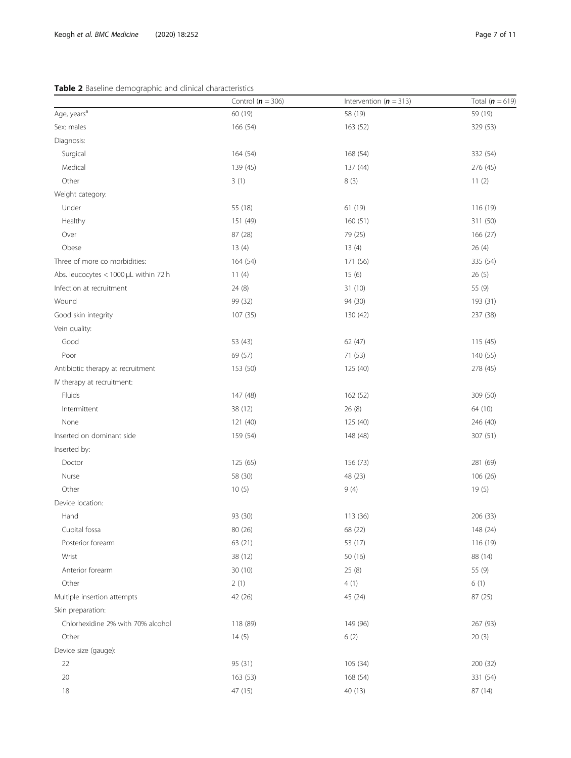**Table 2** Baseline demographic and clinical characteristics

| | Control (*n* = 306) | Intervention (*n* = 313) | Total (*n* = 619) |
|---|---|---|---|
| Age, years[a] | 60 (19) | 58 (19) | 59 (19) |
| Sex: males | 166 (54) | 163 (52) | 329 (53) |
| Diagnosis: | | | |
| Surgical | 164 (54) | 168 (54) | 332 (54) |
| Medical | 139 (45) | 137 (44) | 276 (45) |
| Other | 3 (1) | 8 (3) | 11 (2) |
| Weight category: | | | |
| Under | 55 (18) | 61 (19) | 116 (19) |
| Healthy | 151 (49) | 160 (51) | 311 (50) |
| Over | 87 (28) | 79 (25) | 166 (27) |
| Obese | 13 (4) | 13 (4) | 26 (4) |
| Three of more co morbidities: | 164 (54) | 171 (56) | 335 (54) |
| Abs. leucocytes < 1000 μL within 72 h | 11 (4) | 15 (6) | 26 (5) |
| Infection at recruitment | 24 (8) | 31 (10) | 55 (9) |
| Wound | 99 (32) | 94 (30) | 193 (31) |
| Good skin integrity | 107 (35) | 130 (42) | 237 (38) |
| Vein quality: | | | |
| Good | 53 (43) | 62 (47) | 115 (45) |
| Poor | 69 (57) | 71 (53) | 140 (55) |
| Antibiotic therapy at recruitment | 153 (50) | 125 (40) | 278 (45) |
| IV therapy at recruitment: | | | |
| Fluids | 147 (48) | 162 (52) | 309 (50) |
| Intermittent | 38 (12) | 26 (8) | 64 (10) |
| None | 121 (40) | 125 (40) | 246 (40) |
| Inserted on dominant side | 159 (54) | 148 (48) | 307 (51) |
| Inserted by: | | | |
| Doctor | 125 (65) | 156 (73) | 281 (69) |
| Nurse | 58 (30) | 48 (23) | 106 (26) |
| Other | 10 (5) | 9 (4) | 19 (5) |
| Device location: | | | |
| Hand | 93 (30) | 113 (36) | 206 (33) |
| Cubital fossa | 80 (26) | 68 (22) | 148 (24) |
| Posterior forearm | 63 (21) | 53 (17) | 116 (19) |
| Wrist | 38 (12) | 50 (16) | 88 (14) |
| Anterior forearm | 30 (10) | 25 (8) | 55 (9) |
| Other | 2 (1) | 4 (1) | 6 (1) |
| Multiple insertion attempts | 42 (26) | 45 (24) | 87 (25) |
| Skin preparation: | | | |
| Chlorhexidine 2% with 70% alcohol | 118 (89) | 149 (96) | 267 (93) |
| Other | 14 (5) | 6 (2) | 20 (3) |
| Device size (gauge): | | | |
| 22 | 95 (31) | 105 (34) | 200 (32) |
| 20 | 163 (53) | 168 (54) | 331 (54) |
| 18 | 47 (15) | 40 (13) | 87 (14) |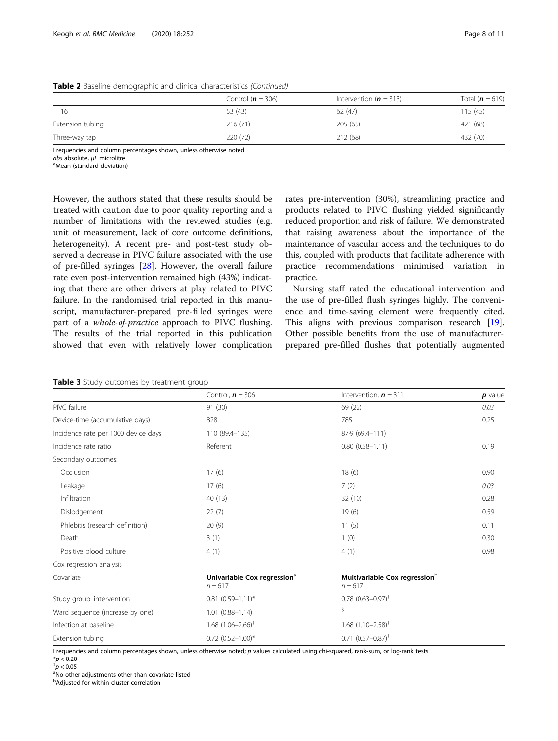**Table 2** Baseline demographic and clinical characteristics *(Continued)*

| | Control (*n* = 306) | Intervention (*n* = 313) | Total (*n* = 619) |
|---|---|---|---|
| 16 | 53 (43) | 62 (47) | 115 (45) |
| Extension tubing | 216 (71) | 205 (65) | 421 (68) |
| Three-way tap | 220 (72) | 212 (68) | 432 (70) |

Frequencies and column percentages shown, unless otherwise noted
*abs* absolute, *μL* microlitre
[a]Mean (standard deviation)

However, the authors stated that these results should be treated with caution due to poor quality reporting and a number of limitations with the reviewed studies (e.g. unit of measurement, lack of core outcome definitions, heterogeneity). A recent pre- and post-test study observed a decrease in PIVC failure associated with the use of pre-filled syringes [28]. However, the overall failure rate even post-intervention remained high (43%) indicating that there are other drivers at play related to PIVC failure. In the randomised trial reported in this manuscript, manufacturer-prepared pre-filled syringes were part of a *whole-of-practice* approach to PIVC flushing. The results of the trial reported in this publication showed that even with relatively lower complication rates pre-intervention (30%), streamlining practice and products related to PIVC flushing yielded significantly reduced proportion and risk of failure. We demonstrated that raising awareness about the importance of the maintenance of vascular access and the techniques to do this, coupled with products that facilitate adherence with practice recommendations minimised variation in practice.

Nursing staff rated the educational intervention and the use of pre-filled flush syringes highly. The convenience and time-saving element were frequently cited. This aligns with previous comparison research [19]. Other possible benefits from the use of manufacturer-prepared pre-filled flushes that potentially augmented

**Table 3** Study outcomes by treatment group

| | Control, *n* = 306 | Intervention, *n* = 311 | *p* value |
|---|---|---|---|
| PIVC failure | 91 (30) | 69 (22) | *0.03* |
| Device-time (accumulative days) | 828 | 785 | 0.25 |
| Incidence rate per 1000 device days | 110 (89.4–135) | 87·9 (69.4–111) | |
| Incidence rate ratio | Referent | 0.80 (0.58–1.11) | 0.19 |
| Secondary outcomes: | | | |
| Occlusion | 17 (6) | 18 (6) | 0.90 |
| Leakage | 17 (6) | 7 (2) | *0.03* |
| Infiltration | 40 (13) | 32 (10) | 0.28 |
| Dislodgement | 22 (7) | 19 (6) | 0.59 |
| Phlebitis (research definition) | 20 (9) | 11 (5) | 0.11 |
| Death | 3 (1) | 1 (0) | 0.30 |
| Positive blood culture | 4 (1) | 4 (1) | 0.98 |
| Cox regression analysis | | | |
| Covariate | **Univariable Cox regression**[a] $n = 617$ | **Multivariable Cox regression**[b] $n = 617$ | |
| Study group: intervention | 0.81 (0.59–1.11)* | 0.78 (0.63–0.97)[†] | |
| Ward sequence (increase by one) | 1.01 (0.88–1.14) | $ | |
| Infection at baseline | 1.68 (1.06–2.66)[†] | 1.68 (1.10–2.58)[†] | |
| Extension tubing | 0.72 (0.52–1.00)* | 0.71 (0.57–0.87)[†] | |

Frequencies and column percentages shown, unless otherwise noted; *p* values calculated using chi-squared, rank-sum, or log-rank tests
*$p < 0.20$
[†]$p < 0.05$
[a]No other adjustments other than covariate listed
[b]Adjusted for within-cluster correlation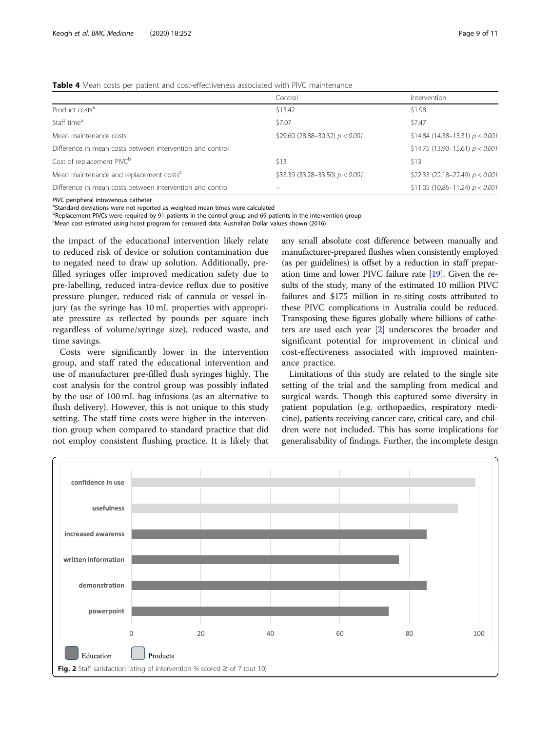**Table 4** Mean costs per patient and cost-effectiveness associated with PIVC maintenance

| | Control | Intervention |
|---|---|---|
| Product costs[a] | \$13.42 | \$1.98 |
| Staff time[a] | \$7.07 | \$7.47 |
| Mean maintenance costs | \$29.60 (28.88–30.32) $p < 0.001$ | \$14.84 (14.38–15.31) $p < 0.001$ |
| Difference in mean costs between intervention and control | | \$14.75 (13.90–15.61) $p < 0.001$ |
| Cost of replacement PIVC[b] | \$13 | \$13 |
| Mean maintenance and replacement costs[c] | \$33.39 (33.28–33.50) $p < 0.001$ | \$22.33 (22.18–22.49) $p < 0.001$ |
| Difference in mean costs between intervention and control | – | \$11.05 (10.86–11.24) $p < 0.001$ |

*PIVC* peripheral intravenous catheter
[a]Standard deviations were not reported as weighted mean times were calculated
[b]Replacement PIVCs were required by 91 patients in the control group and 69 patients in the intervention group
[c]Mean cost estimated using hcost program for censored data: Australian Dollar values shown (2016)

the impact of the educational intervention likely relate to reduced risk of device or solution contamination due to negated need to draw up solution. Additionally, pre-filled syringes offer improved medication safety due to pre-labelling, reduced intra-device reflux due to positive pressure plunger, reduced risk of cannula or vessel injury (as the syringe has 10 mL properties with appropriate pressure as reflected by pounds per square inch regardless of volume/syringe size), reduced waste, and time savings.

Costs were significantly lower in the intervention group, and staff rated the educational intervention and use of manufacturer pre-filled flush syringes highly. The cost analysis for the control group was possibly inflated by the use of 100 mL bag infusions (as an alternative to flush delivery). However, this is not unique to this study setting. The staff time costs were higher in the intervention group when compared to standard practice that did not employ consistent flushing practice. It is likely that any small absolute cost difference between manually and manufacturer-prepared flushes when consistently employed (as per guidelines) is offset by a reduction in staff preparation time and lower PIVC failure rate [19]. Given the results of the study, many of the estimated 10 million PIVC failures and \$175 million in re-siting costs attributed to these PIVC complications in Australia could be reduced. Transposing these figures globally where billions of catheters are used each year [2] underscores the broader and significant potential for improvement in clinical and cost-effectiveness associated with improved maintenance practice.

Limitations of this study are related to the single site setting of the trial and the sampling from medical and surgical wards. Though this captured some diversity in patient population (e.g. orthopaedics, respiratory medicine), patients receiving cancer care, critical care, and children were not included. This has some implications for generalisability of findings. Further, the incomplete design

**Fig. 2** Staff satisfaction rating of intervention % scored ≥ of 7 (out 10)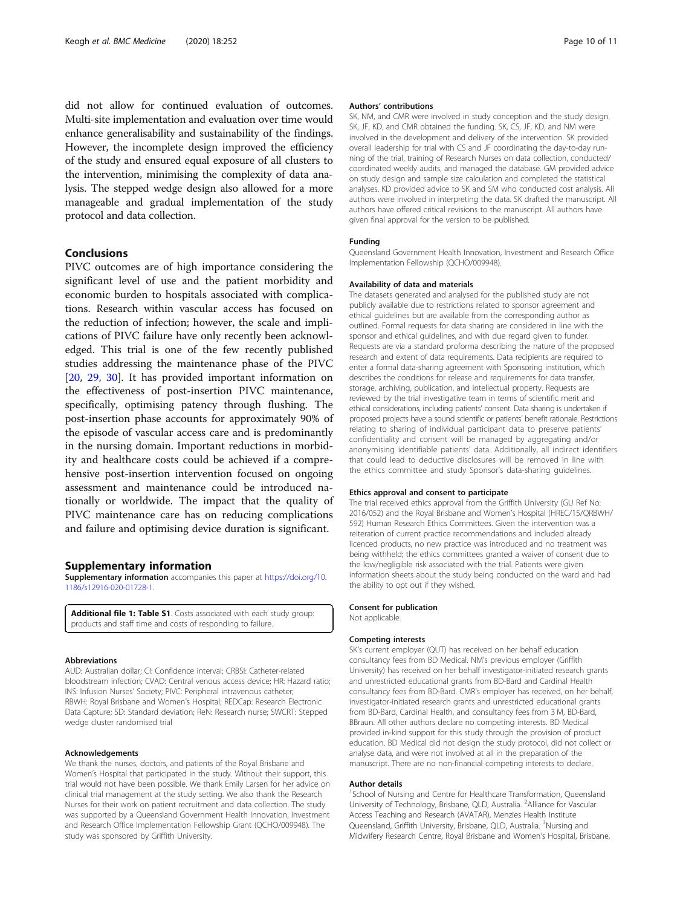did not allow for continued evaluation of outcomes. Multi-site implementation and evaluation over time would enhance generalisability and sustainability of the findings. However, the incomplete design improved the efficiency of the study and ensured equal exposure of all clusters to the intervention, minimising the complexity of data analysis. The stepped wedge design also allowed for a more manageable and gradual implementation of the study protocol and data collection.

## Conclusions

PIVC outcomes are of high importance considering the significant level of use and the patient morbidity and economic burden to hospitals associated with complications. Research within vascular access has focused on the reduction of infection; however, the scale and implications of PIVC failure have only recently been acknowledged. This trial is one of the few recently published studies addressing the maintenance phase of the PIVC [20, 29, 30]. It has provided important information on the effectiveness of post-insertion PIVC maintenance, specifically, optimising patency through flushing. The post-insertion phase accounts for approximately 90% of the episode of vascular access care and is predominantly in the nursing domain. Important reductions in morbidity and healthcare costs could be achieved if a comprehensive post-insertion intervention focused on ongoing assessment and maintenance could be introduced nationally or worldwide. The impact that the quality of PIVC maintenance care has on reducing complications and failure and optimising device duration is significant.

## Supplementary information

**Supplementary information** accompanies this paper at https://doi.org/10.1186/s12916-020-01728-1.

**Additional file 1: Table S1**. Costs associated with each study group: products and staff time and costs of responding to failure.

#### Abbreviations

AUD: Australian dollar; CI: Confidence interval; CRBSI: Catheter-related bloodstream infection; CVAD: Central venous access device; HR: Hazard ratio; INS: Infusion Nurses' Society; PIVC: Peripheral intravenous catheter; RBWH: Royal Brisbane and Women's Hospital; REDCap: Research Electronic Data Capture; SD: Standard deviation; ReN: Research nurse; SWCRT: Stepped wedge cluster randomised trial

#### Acknowledgements

We thank the nurses, doctors, and patients of the Royal Brisbane and Women's Hospital that participated in the study. Without their support, this trial would not have been possible. We thank Emily Larsen for her advice on clinical trial management at the study setting. We also thank the Research Nurses for their work on patient recruitment and data collection. The study was supported by a Queensland Government Health Innovation, Investment and Research Office Implementation Fellowship Grant (QCHO/009948). The study was sponsored by Griffith University.

#### Authors' contributions

SK, NM, and CMR were involved in study conception and the study design. SK, JF, KD, and CMR obtained the funding. SK, CS, JF, KD, and NM were involved in the development and delivery of the intervention. SK provided overall leadership for trial with CS and JF coordinating the day-to-day running of the trial, training of Research Nurses on data collection, conducted/coordinated weekly audits, and managed the database. GM provided advice on study design and sample size calculation and completed the statistical analyses. KD provided advice to SK and SM who conducted cost analysis. All authors were involved in interpreting the data. SK drafted the manuscript. All authors have offered critical revisions to the manuscript. All authors have given final approval for the version to be published.

#### Funding

Queensland Government Health Innovation, Investment and Research Office Implementation Fellowship (QCHO/009948).

#### Availability of data and materials

The datasets generated and analysed for the published study are not publicly available due to restrictions related to sponsor agreement and ethical guidelines but are available from the corresponding author as outlined. Formal requests for data sharing are considered in line with the sponsor and ethical guidelines, and with due regard given to funder. Requests are via a standard proforma describing the nature of the proposed research and extent of data requirements. Data recipients are required to enter a formal data-sharing agreement with Sponsoring institution, which describes the conditions for release and requirements for data transfer, storage, archiving, publication, and intellectual property. Requests are reviewed by the trial investigative team in terms of scientific merit and ethical considerations, including patients' consent. Data sharing is undertaken if proposed projects have a sound scientific or patients' benefit rationale. Restrictions relating to sharing of individual participant data to preserve patients' confidentiality and consent will be managed by aggregating and/or anonymising identifiable patients' data. Additionally, all indirect identifiers that could lead to deductive disclosures will be removed in line with the ethics committee and study Sponsor's data-sharing guidelines.

#### Ethics approval and consent to participate

The trial received ethics approval from the Griffith University (GU Ref No: 2016/052) and the Royal Brisbane and Women's Hospital (HREC/15/QRBWH/592) Human Research Ethics Committees. Given the intervention was a reiteration of current practice recommendations and included already licenced products, no new practice was introduced and no treatment was being withheld; the ethics committees granted a waiver of consent due to the low/negligible risk associated with the trial. Patients were given information sheets about the study being conducted on the ward and had the ability to opt out if they wished.

#### Consent for publication

Not applicable.

#### Competing interests

SK's current employer (QUT) has received on her behalf education consultancy fees from BD Medical. NM's previous employer (Griffith University) has received on her behalf investigator-initiated research grants and unrestricted educational grants from BD-Bard and Cardinal Health consultancy fees from BD-Bard. CMR's employer has received, on her behalf, investigator-initiated research grants and unrestricted educational grants from BD-Bard, Cardinal Health, and consultancy fees from 3 M, BD-Bard, BBraun. All other authors declare no competing interests. BD Medical provided in-kind support for this study through the provision of product education. BD Medical did not design the study protocol, did not collect or analyse data, and were not involved at all in the preparation of the manuscript. There are no non-financial competing interests to declare.

#### Author details

[1]School of Nursing and Centre for Healthcare Transformation, Queensland University of Technology, Brisbane, QLD, Australia. [2]Alliance for Vascular Access Teaching and Research (AVATAR), Menzies Health Institute Queensland, Griffith University, Brisbane, QLD, Australia. [3]Nursing and Midwifery Research Centre, Royal Brisbane and Women's Hospital, Brisbane,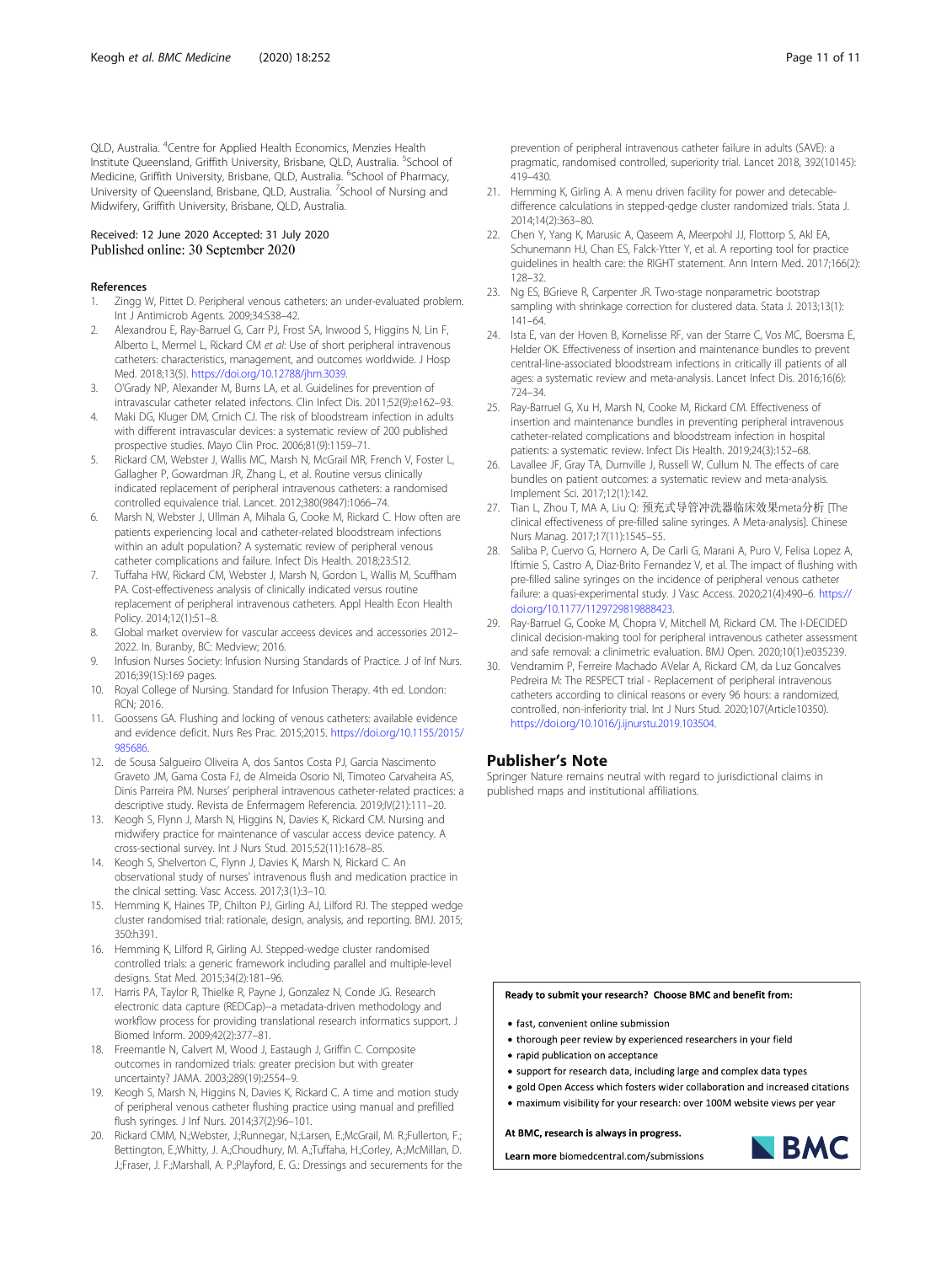QLD, Australia. [4]Centre for Applied Health Economics, Menzies Health Institute Queensland, Griffith University, Brisbane, QLD, Australia. [5]School of Medicine, Griffith University, Brisbane, QLD, Australia. [6]School of Pharmacy, University of Queensland, Brisbane, QLD, Australia. [7]School of Nursing and Midwifery, Griffith University, Brisbane, QLD, Australia.

Received: 12 June 2020 Accepted: 31 July 2020
Published online: 30 September 2020

## References

1. Zingg W, Pittet D. Peripheral venous catheters: an under-evaluated problem. Int J Antimicrob Agents. 2009;34:S38–42.
2. Alexandrou E, Ray-Barruel G, Carr PJ, Frost SA, Inwood S, Higgins N, Lin F, Alberto L, Mermel L, Rickard CM *et al*: Use of short peripheral intravenous catheters: characteristics, management, and outcomes worldwide. J Hosp Med. 2018;13(5). https://doi.org/10.12788/jhm.3039.
3. O'Grady NP, Alexander M, Burns LA, et al. Guidelines for prevention of intravascular catheter related infectons. Clin Infect Dis. 2011;52(9):e162–93.
4. Maki DG, Kluger DM, Crnich CJ. The risk of bloodstream infection in adults with different intravascular devices: a systematic review of 200 published prospective studies. Mayo Clin Proc. 2006;81(9):1159–71.
5. Rickard CM, Webster J, Wallis MC, Marsh N, McGrail MR, French V, Foster L, Gallagher P, Gowardman JR, Zhang L, et al. Routine versus clinically indicated replacement of peripheral intravenous catheters: a randomised controlled equivalence trial. Lancet. 2012;380(9847):1066–74.
6. Marsh N, Webster J, Ullman A, Mihala G, Cooke M, Rickard C. How often are patients experiencing local and catheter-related bloodstream infections within an adult population? A systematic review of peripheral venous catheter complications and failure. Infect Dis Health. 2018;23:S12.
7. Tuffaha HW, Rickard CM, Webster J, Marsh N, Gordon L, Wallis M, Scuffham PA. Cost-effectiveness analysis of clinically indicated versus routine replacement of peripheral intravenous catheters. Appl Health Econ Health Policy. 2014;12(1):51–8.
8. Global market overview for vascular acceess devices and accessories 2012–2022. In. Buranby, BC: Medview; 2016.
9. Infusion Nurses Society: Infusion Nursing Standards of Practice. J of Inf Nurs. 2016;39(1S):169 pages.
10. Royal College of Nursing. Standard for Infusion Therapy. 4th ed. London: RCN; 2016.
11. Goossens GA. Flushing and locking of venous catheters: available evidence and evidence deficit. Nurs Res Prac. 2015;2015. https://doi.org/10.1155/2015/985686.
12. de Sousa Salgueiro Oliveira A, dos Santos Costa PJ, Garcia Nascimento Graveto JM, Gama Costa FJ, de Almeida Osorio NI, Timoteo Carvaheira AS, Dinis Parreira PM. Nurses' peripheral intravenous catheter-related practices: a descriptive study. Revista de Enfermagem Referencia. 2019;IV(21):111–20.
13. Keogh S, Flynn J, Marsh N, Higgins N, Davies K, Rickard CM. Nursing and midwifery practice for maintenance of vascular access device patency. A cross-sectional survey. Int J Nurs Stud. 2015;52(11):1678–85.
14. Keogh S, Shelverton C, Flynn J, Davies K, Marsh N, Rickard C. An observational study of nurses' intravenous flush and medication practice in the clnical setting. Vasc Access. 2017;3(1):3–10.
15. Hemming K, Haines TP, Chilton PJ, Girling AJ, Lilford RJ. The stepped wedge cluster randomised trial: rationale, design, analysis, and reporting. BMJ. 2015;350:h391.
16. Hemming K, Lilford R, Girling AJ. Stepped-wedge cluster randomised controlled trials: a generic framework including parallel and multiple-level designs. Stat Med. 2015;34(2):181–96.
17. Harris PA, Taylor R, Thielke R, Payne J, Gonzalez N, Conde JG. Research electronic data capture (REDCap)--a metadata-driven methodology and workflow process for providing translational research informatics support. J Biomed Inform. 2009;42(2):377–81.
18. Freemantle N, Calvert M, Wood J, Eastaugh J, Griffin C. Composite outcomes in randomized trials: greater precision but with greater uncertainty? JAMA. 2003;289(19):2554–9.
19. Keogh S, Marsh N, Higgins N, Davies K, Rickard C. A time and motion study of peripheral venous catheter flushing practice using manual and prefilled flush syringes. J Inf Nurs. 2014;37(2):96–101.
20. Rickard CMM, N.;Webster, J.;Runnegar, N.;Larsen, E.;McGrail, M. R.;Fullerton, F.; Bettington, E.;Whitty, J. A.;Choudhury, M. A.;Tuffaha, H.;Corley, A.;McMillan, D. J.;Fraser, J. F.;Marshall, A. P.;Playford, E. G.: Dressings and securements for the prevention of peripheral intravenous catheter failure in adults (SAVE): a pragmatic, randomised controlled, superiority trial. Lancet 2018, 392(10145): 419–430.
21. Hemming K, Girling A. A menu driven facility for power and detecable-difference calculations in stepped-qedge cluster randomized trials. Stata J. 2014;14(2):363–80.
22. Chen Y, Yang K, Marusic A, Qaseem A, Meerpohl JJ, Flottorp S, Akl EA, Schunemann HJ, Chan ES, Falck-Ytter Y, et al. A reporting tool for practice guidelines in health care: the RIGHT statement. Ann Intern Med. 2017;166(2): 128–32.
23. Ng ES, BGrieve R, Carpenter JR. Two-stage nonparametric bootstrap sampling with shrinkage correction for clustered data. Stata J. 2013;13(1): 141–64.
24. Ista E, van der Hoven B, Kornelisse RF, van der Starre C, Vos MC, Boersma E, Helder OK. Effectiveness of insertion and maintenance bundles to prevent central-line-associated bloodstream infections in critically ill patients of all ages: a systematic review and meta-analysis. Lancet Infect Dis. 2016;16(6): 724–34.
25. Ray-Barruel G, Xu H, Marsh N, Cooke M, Rickard CM. Effectiveness of insertion and maintenance bundles in preventing peripheral intravenous catheter-related complications and bloodstream infection in hospital patients: a systematic review. Infect Dis Health. 2019;24(3):152–68.
26. Lavallee JF, Gray TA, Dumville J, Russell W, Cullum N. The effects of care bundles on patient outcomes: a systematic review and meta-analysis. Implement Sci. 2017;12(1):142.
27. Tian L, Zhou T, MA A, Liu Q: 预充式导管冲洗器临床效果meta分析 [The clinical effectiveness of pre-filled saline syringes. A Meta-analysis]. Chinese Nurs Manag. 2017;17(11):1545–55.
28. Saliba P, Cuervo G, Hornero A, De Carli G, Marani A, Puro V, Felisa Lopez A, Iftimie S, Castro A, Diaz-Brito Fernandez V, et al. The impact of flushing with pre-filled saline syringes on the incidence of peripheral venous catheter failure: a quasi-experimental study. J Vasc Access. 2020;21(4):490–6. https://doi.org/10.1177/1129729819888423.
29. Ray-Barruel G, Cooke M, Chopra V, Mitchell M, Rickard CM. The I-DECIDED clinical decision-making tool for peripheral intravenous catheter assessment and safe removal: a clinimetric evaluation. BMJ Open. 2020;10(1):e035239.
30. Vendramim P, Ferreire Machado AVelar A, Rickard CM, da Luz Goncalves Pedreira M: The RESPECT trial - Replacement of peripheral intravenous catheters according to clinical reasons or every 96 hours: a randomized, controlled, non-inferiority trial. Int J Nurs Stud. 2020;107(Article10350). https://doi.org/10.1016/j.ijnurstu.2019.103504.

## Publisher's Note

Springer Nature remains neutral with regard to jurisdictional claims in published maps and institutional affiliations.

**Ready to submit your research? Choose BMC and benefit from:**

- fast, convenient online submission
- thorough peer review by experienced researchers in your field
- rapid publication on acceptance
- support for research data, including large and complex data types
- gold Open Access which fosters wider collaboration and increased citations
- maximum visibility for your research: over 100M website views per year

**At BMC, research is always in progress.**

**Learn more** biomedcentral.com/submissions